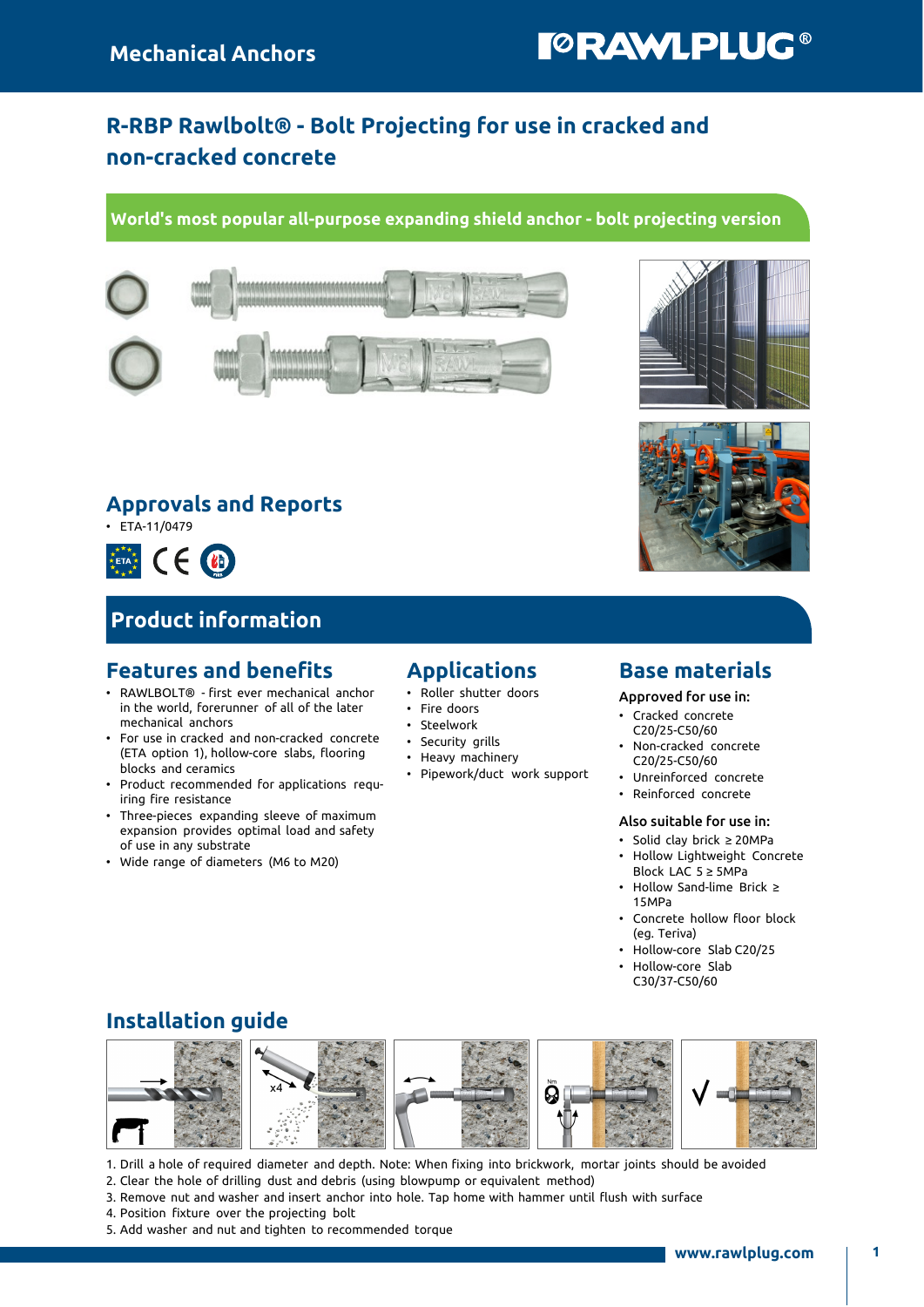Mechanical Anchors

# R-RBP Rawlbolt® - Bolt Projecting for use in cracked and non-cracked concrete

**World's most popular all-purpose expanding shield anchor - bolt projecting version**

## Approvals and Reports

- ETA-11/0479

## Product information

### Features and benefits

- RAWLBOLT® - first ever mechanical anchor in the world, forerunner of all of the later mechanical anchors
- For use in cracked and non-cracked concrete (ETA option 1), hollow-core slabs, flooring blocks and ceramics
- Product recommended for applications requiring fire resistance
- Three-pieces expanding sleeve of maximum expansion provides optimal load and safety of use in any substrate
- Wide range of diameters (M6 to M20)

### Applications

- Roller shutter doors
- Fire doors
- Steelwork
- Security grills
- Heavy machinery
- Pipework/duct work support

### Base materials

**Approved for use in:**

- Cracked concrete C20/25-C50/60
- Non-cracked concrete C20/25-C50/60
- Unreinforced concrete
- Reinforced concrete

**Also suitable for use in:**

- Solid clay brick ≥ 20MPa
- Hollow Lightweight Concrete Block LAC 5 ≥ 5MPa
- Hollow Sand-lime Brick ≥ 15MPa
- Concrete hollow floor block (eg. Teriva)
- Hollow-core Slab C20/25
- Hollow-core Slab C30/37-C50/60

## Installation guide

1. Drill a hole of required diameter and depth. Note: When fixing into brickwork, mortar joints should be avoided
2. Clear the hole of drilling dust and debris (using blowpump or equivalent method)
3. Remove nut and washer and insert anchor into hole. Tap home with hammer until flush with surface
4. Position fixture over the projecting bolt
5. Add washer and nut and tighten to recommended torque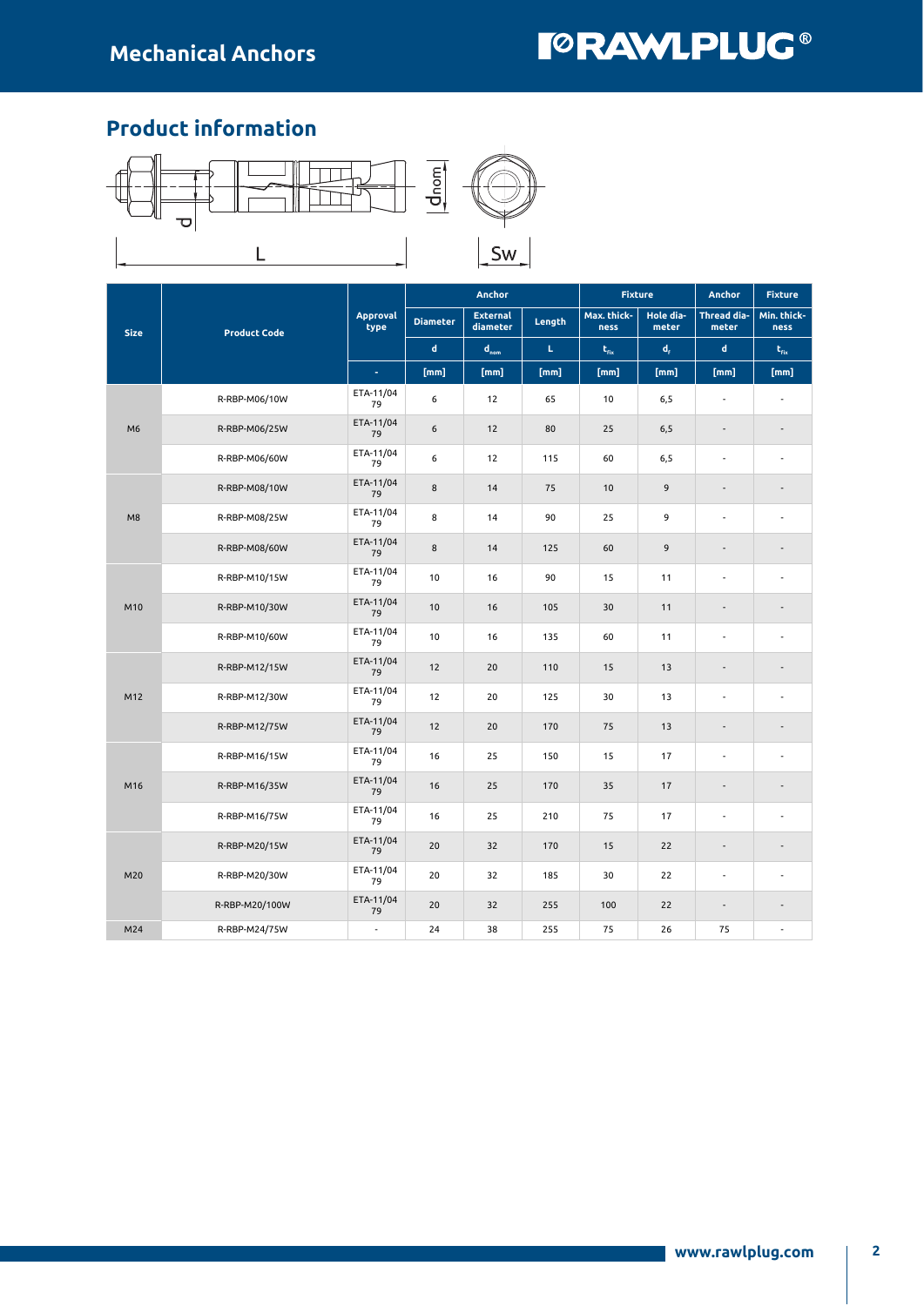## Product information

| Size | Product Code | Approval type | Anchor | | | Fixture | | Anchor | Fixture |
|---|---|---|---|---|---|---|---|---|---|
| | | | Diameter | External diameter | Length | Max. thickness | Hole diameter | Thread diameter | Min. thickness |
| | | | d | $d_{nom}$ | L | $t_{fix}$ | $d_f$ | d | $t_{fix}$ |
| | | - | [mm] | [mm] | [mm] | [mm] | [mm] | [mm] | [mm] |
| M6 | R-RBP-M06/10W | ETA-11/04 79 | 6 | 12 | 65 | 10 | 6,5 | - | - |
| | R-RBP-M06/25W | ETA-11/04 79 | 6 | 12 | 80 | 25 | 6,5 | - | - |
| | R-RBP-M06/60W | ETA-11/04 79 | 6 | 12 | 115 | 60 | 6,5 | - | - |
| M8 | R-RBP-M08/10W | ETA-11/04 79 | 8 | 14 | 75 | 10 | 9 | - | - |
| | R-RBP-M08/25W | ETA-11/04 79 | 8 | 14 | 90 | 25 | 9 | - | - |
| | R-RBP-M08/60W | ETA-11/04 79 | 8 | 14 | 125 | 60 | 9 | - | - |
| M10 | R-RBP-M10/15W | ETA-11/04 79 | 10 | 16 | 90 | 15 | 11 | - | - |
| | R-RBP-M10/30W | ETA-11/04 79 | 10 | 16 | 105 | 30 | 11 | - | - |
| | R-RBP-M10/60W | ETA-11/04 79 | 10 | 16 | 135 | 60 | 11 | - | - |
| M12 | R-RBP-M12/15W | ETA-11/04 79 | 12 | 20 | 110 | 15 | 13 | - | - |
| | R-RBP-M12/30W | ETA-11/04 79 | 12 | 20 | 125 | 30 | 13 | - | - |
| | R-RBP-M12/75W | ETA-11/04 79 | 12 | 20 | 170 | 75 | 13 | - | - |
| M16 | R-RBP-M16/15W | ETA-11/04 79 | 16 | 25 | 150 | 15 | 17 | - | - |
| | R-RBP-M16/35W | ETA-11/04 79 | 16 | 25 | 170 | 35 | 17 | - | - |
| | R-RBP-M16/75W | ETA-11/04 79 | 16 | 25 | 210 | 75 | 17 | - | - |
| M20 | R-RBP-M20/15W | ETA-11/04 79 | 20 | 32 | 170 | 15 | 22 | - | - |
| | R-RBP-M20/30W | ETA-11/04 79 | 20 | 32 | 185 | 30 | 22 | - | - |
| | R-RBP-M20/100W | ETA-11/04 79 | 20 | 32 | 255 | 100 | 22 | - | - |
| M24 | R-RBP-M24/75W | - | 24 | 38 | 255 | 75 | 26 | 75 | - |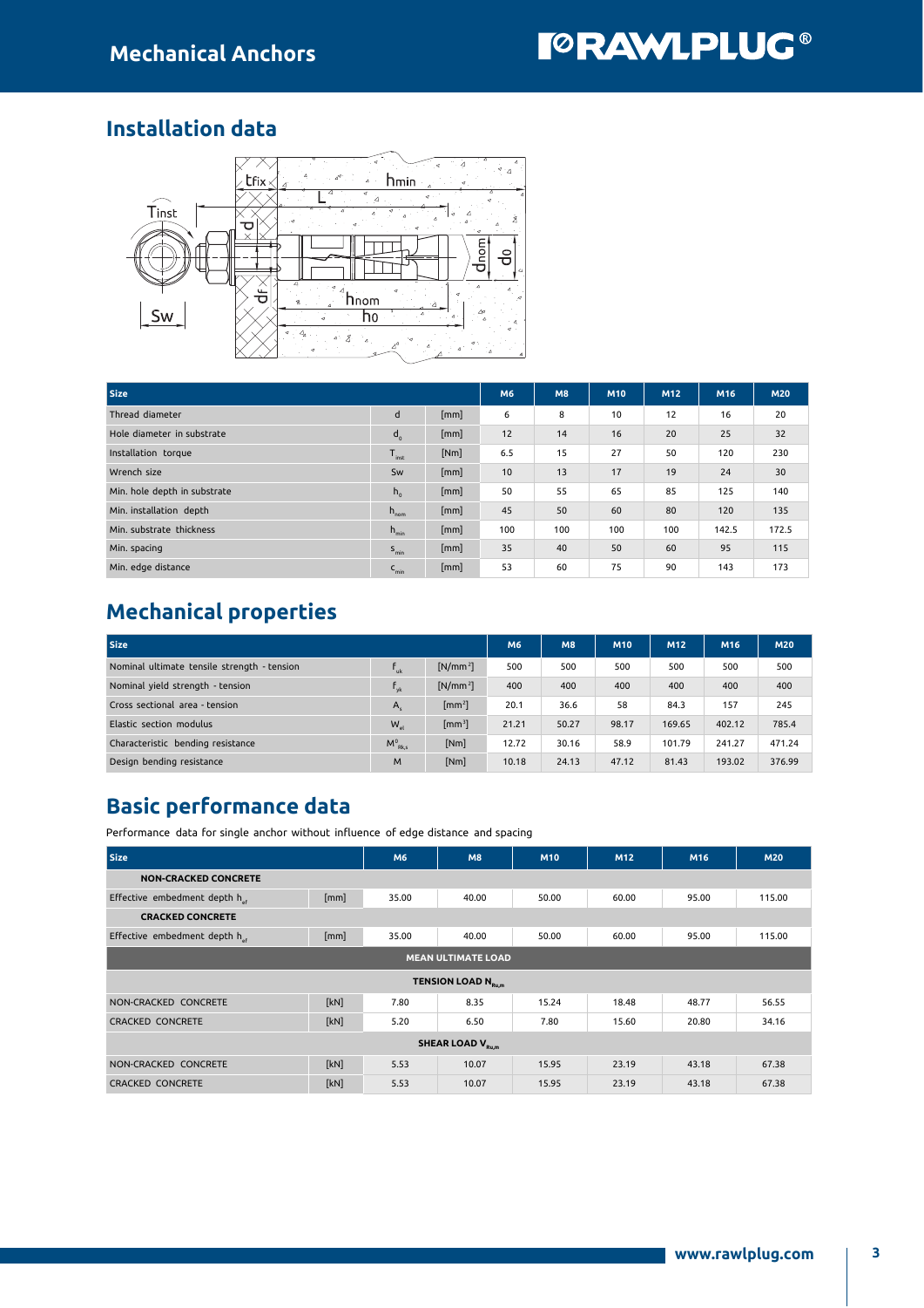# Mechanical Anchors

## Installation data

| Size | | | M6 | M8 | M10 | M12 | M16 | M20 |
|---|---|---|---|---|---|---|---|---|
| Thread diameter | d | [mm] | 6 | 8 | 10 | 12 | 16 | 20 |
| Hole diameter in substrate | $d_0$ | [mm] | 12 | 14 | 16 | 20 | 25 | 32 |
| Installation torque | $T_{inst}$ | [Nm] | 6.5 | 15 | 27 | 50 | 120 | 230 |
| Wrench size | Sw | [mm] | 10 | 13 | 17 | 19 | 24 | 30 |
| Min. hole depth in substrate | $h_0$ | [mm] | 50 | 55 | 65 | 85 | 125 | 140 |
| Min. installation depth | $h_{nom}$ | [mm] | 45 | 50 | 60 | 80 | 120 | 135 |
| Min. substrate thickness | $h_{min}$ | [mm] | 100 | 100 | 100 | 100 | 142.5 | 172.5 |
| Min. spacing | $s_{min}$ | [mm] | 35 | 40 | 50 | 60 | 95 | 115 |
| Min. edge distance | $c_{min}$ | [mm] | 53 | 60 | 75 | 90 | 143 | 173 |

## Mechanical properties

| Size | | | M6 | M8 | M10 | M12 | M16 | M20 |
|---|---|---|---|---|---|---|---|---|
| Nominal ultimate tensile strength - tension | $f_{uk}$ | [N/mm²] | 500 | 500 | 500 | 500 | 500 | 500 |
| Nominal yield strength - tension | $f_{yk}$ | [N/mm²] | 400 | 400 | 400 | 400 | 400 | 400 |
| Cross sectional area - tension | $A_s$ | [mm²] | 20.1 | 36.6 | 58 | 84.3 | 157 | 245 |
| Elastic section modulus | $W_{el}$ | [mm³] | 21.21 | 50.27 | 98.17 | 169.65 | 402.12 | 785.4 |
| Characteristic bending resistance | $M^0_{Rk,s}$ | [Nm] | 12.72 | 30.16 | 58.9 | 101.79 | 241.27 | 471.24 |
| Design bending resistance | M | [Nm] | 10.18 | 24.13 | 47.12 | 81.43 | 193.02 | 376.99 |

## Basic performance data

Performance data for single anchor without influence of edge distance and spacing

| Size | | M6 | M8 | M10 | M12 | M16 | M20 |
|---|---|---|---|---|---|---|---|
| **NON-CRACKED CONCRETE** | | | | | | | |
| Effective embedment depth $h_{ef}$ | [mm] | 35.00 | 40.00 | 50.00 | 60.00 | 95.00 | 115.00 |
| **CRACKED CONCRETE** | | | | | | | |
| Effective embedment depth $h_{ef}$ | [mm] | 35.00 | 40.00 | 50.00 | 60.00 | 95.00 | 115.00 |
| **MEAN ULTIMATE LOAD** | | | | | | | |
| **TENSION LOAD $N_{Ru,m}$** | | | | | | | |
| NON-CRACKED CONCRETE | [kN] | 7.80 | 8.35 | 15.24 | 18.48 | 48.77 | 56.55 |
| CRACKED CONCRETE | [kN] | 5.20 | 6.50 | 7.80 | 15.60 | 20.80 | 34.16 |
| **SHEAR LOAD $V_{Ru,m}$** | | | | | | | |
| NON-CRACKED CONCRETE | [kN] | 5.53 | 10.07 | 15.95 | 23.19 | 43.18 | 67.38 |
| CRACKED CONCRETE | [kN] | 5.53 | 10.07 | 15.95 | 23.19 | 43.18 | 67.38 |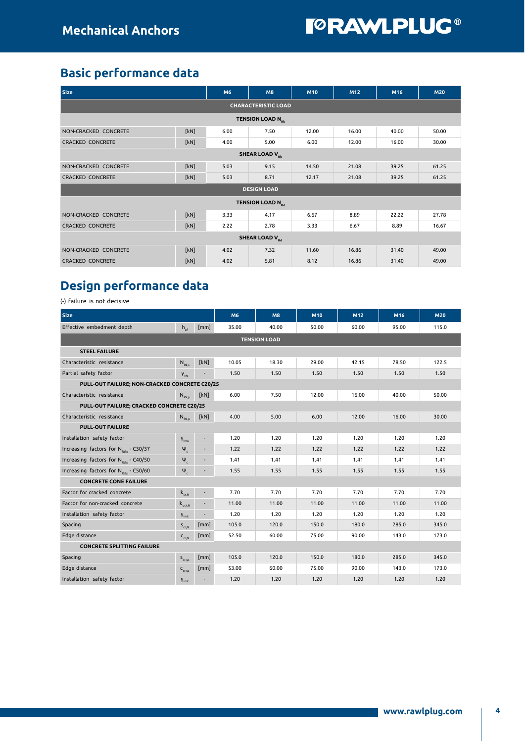## Basic performance data

| Size | | M6 | M8 | M10 | M12 | M16 | M20 |
|---|---|---|---|---|---|---|---|
| **CHARACTERISTIC LOAD** | | | | | | | |
| **TENSION LOAD $N_{Rk}$** | | | | | | | |
| NON-CRACKED CONCRETE | [kN] | 6.00 | 7.50 | 12.00 | 16.00 | 40.00 | 50.00 |
| CRACKED CONCRETE | [kN] | 4.00 | 5.00 | 6.00 | 12.00 | 16.00 | 30.00 |
| **SHEAR LOAD $V_{Rk}$** | | | | | | | |
| NON-CRACKED CONCRETE | [kN] | 5.03 | 9.15 | 14.50 | 21.08 | 39.25 | 61.25 |
| CRACKED CONCRETE | [kN] | 5.03 | 8.71 | 12.17 | 21.08 | 39.25 | 61.25 |
| **DESIGN LOAD** | | | | | | | |
| **TENSION LOAD $N_{Rd}$** | | | | | | | |
| NON-CRACKED CONCRETE | [kN] | 3.33 | 4.17 | 6.67 | 8.89 | 22.22 | 27.78 |
| CRACKED CONCRETE | [kN] | 2.22 | 2.78 | 3.33 | 6.67 | 8.89 | 16.67 |
| **SHEAR LOAD $V_{Rd}$** | | | | | | | |
| NON-CRACKED CONCRETE | [kN] | 4.02 | 7.32 | 11.60 | 16.86 | 31.40 | 49.00 |
| CRACKED CONCRETE | [kN] | 4.02 | 5.81 | 8.12 | 16.86 | 31.40 | 49.00 |

## Design performance data

(-) failure is not decisive

| Size | | | M6 | M8 | M10 | M12 | M16 | M20 |
|---|---|---|---|---|---|---|---|---|
| Effective embedment depth | $h_{ef}$ | [mm] | 35.00 | 40.00 | 50.00 | 60.00 | 95.00 | 115.0 |
| **TENSION LOAD** | | | | | | | | |
| **STEEL FAILURE** | | | | | | | | |
| Characteristic resistance | $N_{Rk,s}$ | [kN] | 10.05 | 18.30 | 29.00 | 42.15 | 78.50 | 122.5 |
| Partial safety factor | $\gamma_{Ms}$ | - | 1.50 | 1.50 | 1.50 | 1.50 | 1.50 | 1.50 |
| **PULL-OUT FAILURE; NON-CRACKED CONCRETE C20/25** | | | | | | | | |
| Characteristic resistance | $N_{Rk,p}$ | [kN] | 6.00 | 7.50 | 12.00 | 16.00 | 40.00 | 50.00 |
| **PULL-OUT FAILURE; CRACKED CONCRETE C20/25** | | | | | | | | |
| Characteristic resistance | $N_{Rk,p}$ | [kN] | 4.00 | 5.00 | 6.00 | 12.00 | 16.00 | 30.00 |
| **PULL-OUT FAILURE** | | | | | | | | |
| Installation safety factor | $\gamma_{inst}$ | - | 1.20 | 1.20 | 1.20 | 1.20 | 1.20 | 1.20 |
| Increasing factors for $N_{Rd,p}$ - C30/37 | $\Psi_c$ | - | 1.22 | 1.22 | 1.22 | 1.22 | 1.22 | 1.22 |
| Increasing factors for $N_{Rd,p}$ - C40/50 | $\Psi_c$ | - | 1.41 | 1.41 | 1.41 | 1.41 | 1.41 | 1.41 |
| Increasing factors for $N_{Rd,p}$ - C50/60 | $\Psi_c$ | - | 1.55 | 1.55 | 1.55 | 1.55 | 1.55 | 1.55 |
| **CONCRETE CONE FAILURE** | | | | | | | | |
| Factor for cracked concrete | $k_{cr,N}$ | - | 7.70 | 7.70 | 7.70 | 7.70 | 7.70 | 7.70 |
| Factor for non-cracked concrete | $k_{ucr,N}$ | - | 11.00 | 11.00 | 11.00 | 11.00 | 11.00 | 11.00 |
| Installation safety factor | $\gamma_{inst}$ | - | 1.20 | 1.20 | 1.20 | 1.20 | 1.20 | 1.20 |
| Spacing | $s_{cr,N}$ | [mm] | 105.0 | 120.0 | 150.0 | 180.0 | 285.0 | 345.0 |
| Edge distance | $c_{cr,N}$ | [mm] | 52.50 | 60.00 | 75.00 | 90.00 | 143.0 | 173.0 |
| **CONCRETE SPLITTING FAILURE** | | | | | | | | |
| Spacing | $s_{cr,sp}$ | [mm] | 105.0 | 120.0 | 150.0 | 180.0 | 285.0 | 345.0 |
| Edge distance | $c_{cr,sp}$ | [mm] | 53.00 | 60.00 | 75.00 | 90.00 | 143.0 | 173.0 |
| Installation safety factor | $\gamma_{inst}$ | - | 1.20 | 1.20 | 1.20 | 1.20 | 1.20 | 1.20 |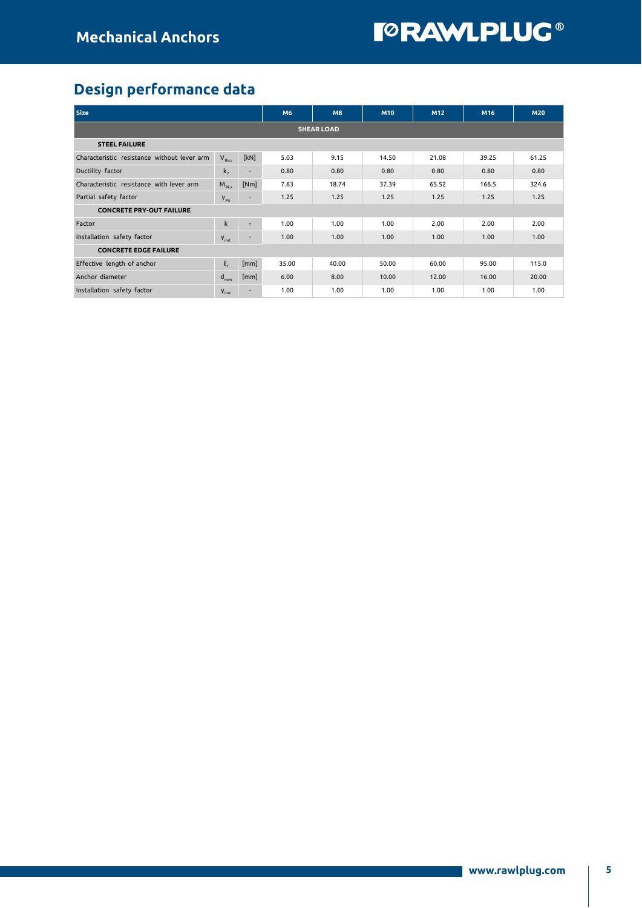## Design performance data

| Size | | | M6 | M8 | M10 | M12 | M16 | M20 |
|---|---|---|---|---|---|---|---|---|
| **SHEAR LOAD** | | | | | | | | |
| **STEEL FAILURE** | | | | | | | | |
| Characteristic resistance without lever arm | $V_{Rk,s}$ | [kN] | 5.03 | 9.15 | 14.50 | 21.08 | 39.25 | 61.25 |
| Ductility factor | $k_7$ | - | 0.80 | 0.80 | 0.80 | 0.80 | 0.80 | 0.80 |
| Characteristic resistance with lever arm | $M_{Rk,s}$ | [Nm] | 7.63 | 18.74 | 37.39 | 65.52 | 166.5 | 324.6 |
| Partial safety factor | $\gamma_{Ms}$ | - | 1.25 | 1.25 | 1.25 | 1.25 | 1.25 | 1.25 |
| **CONCRETE PRY-OUT FAILURE** | | | | | | | | |
| Factor | k | - | 1.00 | 1.00 | 1.00 | 2.00 | 2.00 | 2.00 |
| Installation safety factor | $\gamma_{inst}$ | - | 1.00 | 1.00 | 1.00 | 1.00 | 1.00 | 1.00 |
| **CONCRETE EDGE FAILURE** | | | | | | | | |
| Effective length of anchor | $\ell_f$ | [mm] | 35.00 | 40.00 | 50.00 | 60.00 | 95.00 | 115.0 |
| Anchor diameter | $d_{nom}$ | [mm] | 6.00 | 8.00 | 10.00 | 12.00 | 16.00 | 20.00 |
| Installation safety factor | $\gamma_{inst}$ | - | 1.00 | 1.00 | 1.00 | 1.00 | 1.00 | 1.00 |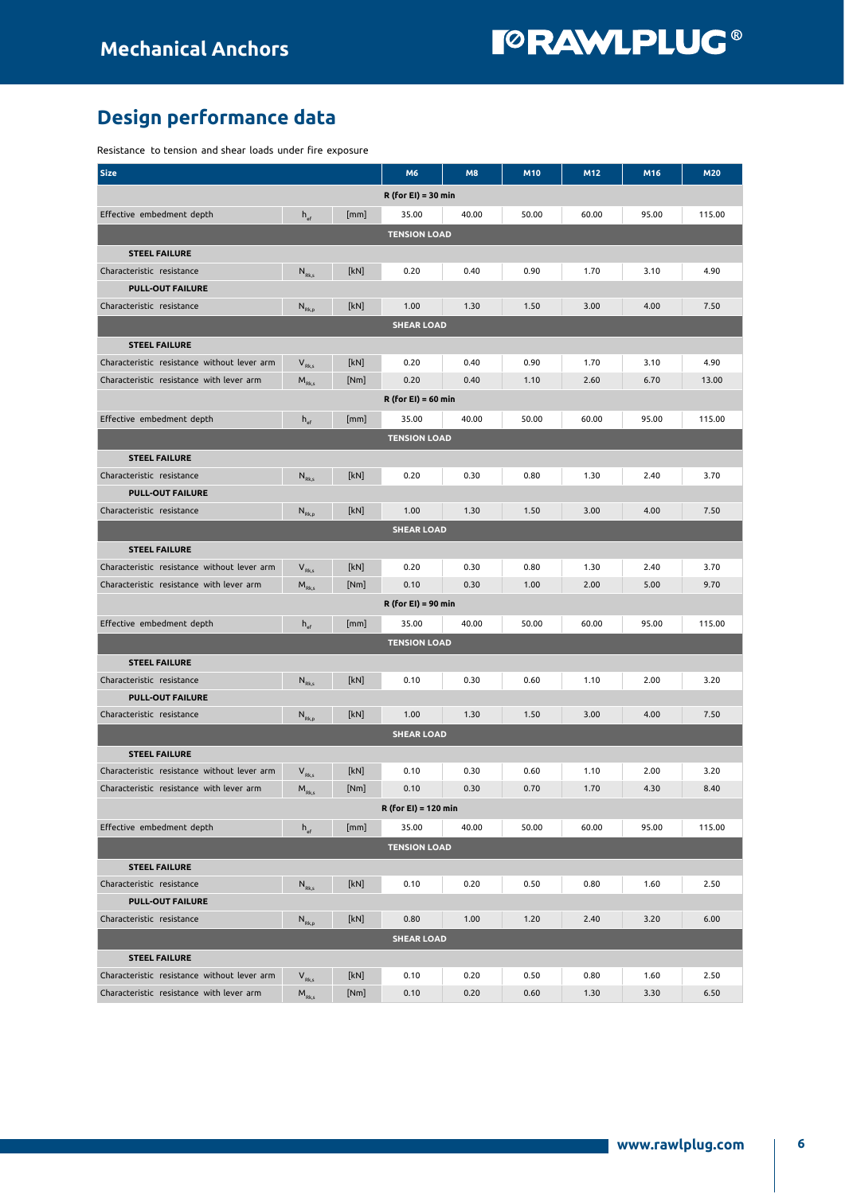# Design performance data

Resistance to tension and shear loads under fire exposure

| Size | | | M6 | M8 | M10 | M12 | M16 | M20 |
|---|---|---|---|---|---|---|---|---|
| **R (for EI) = 30 min** | | | | | | | | |
| Effective embedment depth | $h_{ef}$ | [mm] | 35.00 | 40.00 | 50.00 | 60.00 | 95.00 | 115.00 |
| **TENSION LOAD** | | | | | | | | |
| **STEEL FAILURE** | | | | | | | | |
| Characteristic resistance | $N_{Rk,s}$ | [kN] | 0.20 | 0.40 | 0.90 | 1.70 | 3.10 | 4.90 |
| **PULL-OUT FAILURE** | | | | | | | | |
| Characteristic resistance | $N_{Rk,p}$ | [kN] | 1.00 | 1.30 | 1.50 | 3.00 | 4.00 | 7.50 |
| **SHEAR LOAD** | | | | | | | | |
| **STEEL FAILURE** | | | | | | | | |
| Characteristic resistance without lever arm | $V_{Rk,s}$ | [kN] | 0.20 | 0.40 | 0.90 | 1.70 | 3.10 | 4.90 |
| Characteristic resistance with lever arm | $M_{Rk,s}$ | [Nm] | 0.20 | 0.40 | 1.10 | 2.60 | 6.70 | 13.00 |
| **R (for EI) = 60 min** | | | | | | | | |
| Effective embedment depth | $h_{ef}$ | [mm] | 35.00 | 40.00 | 50.00 | 60.00 | 95.00 | 115.00 |
| **TENSION LOAD** | | | | | | | | |
| **STEEL FAILURE** | | | | | | | | |
| Characteristic resistance | $N_{Rk,s}$ | [kN] | 0.20 | 0.30 | 0.80 | 1.30 | 2.40 | 3.70 |
| **PULL-OUT FAILURE** | | | | | | | | |
| Characteristic resistance | $N_{Rk,p}$ | [kN] | 1.00 | 1.30 | 1.50 | 3.00 | 4.00 | 7.50 |
| **SHEAR LOAD** | | | | | | | | |
| **STEEL FAILURE** | | | | | | | | |
| Characteristic resistance without lever arm | $V_{Rk,s}$ | [kN] | 0.20 | 0.30 | 0.80 | 1.30 | 2.40 | 3.70 |
| Characteristic resistance with lever arm | $M_{Rk,s}$ | [Nm] | 0.10 | 0.30 | 1.00 | 2.00 | 5.00 | 9.70 |
| **R (for EI) = 90 min** | | | | | | | | |
| Effective embedment depth | $h_{ef}$ | [mm] | 35.00 | 40.00 | 50.00 | 60.00 | 95.00 | 115.00 |
| **TENSION LOAD** | | | | | | | | |
| **STEEL FAILURE** | | | | | | | | |
| Characteristic resistance | $N_{Rk,s}$ | [kN] | 0.10 | 0.30 | 0.60 | 1.10 | 2.00 | 3.20 |
| **PULL-OUT FAILURE** | | | | | | | | |
| Characteristic resistance | $N_{Rk,p}$ | [kN] | 1.00 | 1.30 | 1.50 | 3.00 | 4.00 | 7.50 |
| **SHEAR LOAD** | | | | | | | | |
| **STEEL FAILURE** | | | | | | | | |
| Characteristic resistance without lever arm | $V_{Rk,s}$ | [kN] | 0.10 | 0.30 | 0.60 | 1.10 | 2.00 | 3.20 |
| Characteristic resistance with lever arm | $M_{Rk,s}$ | [Nm] | 0.10 | 0.30 | 0.70 | 1.70 | 4.30 | 8.40 |
| **R (for EI) = 120 min** | | | | | | | | |
| Effective embedment depth | $h_{ef}$ | [mm] | 35.00 | 40.00 | 50.00 | 60.00 | 95.00 | 115.00 |
| **TENSION LOAD** | | | | | | | | |
| **STEEL FAILURE** | | | | | | | | |
| Characteristic resistance | $N_{Rk,s}$ | [kN] | 0.10 | 0.20 | 0.50 | 0.80 | 1.60 | 2.50 |
| **PULL-OUT FAILURE** | | | | | | | | |
| Characteristic resistance | $N_{Rk,p}$ | [kN] | 0.80 | 1.00 | 1.20 | 2.40 | 3.20 | 6.00 |
| **SHEAR LOAD** | | | | | | | | |
| **STEEL FAILURE** | | | | | | | | |
| Characteristic resistance without lever arm | $V_{Rk,s}$ | [kN] | 0.10 | 0.20 | 0.50 | 0.80 | 1.60 | 2.50 |
| Characteristic resistance with lever arm | $M_{Rk,s}$ | [Nm] | 0.10 | 0.20 | 0.60 | 1.30 | 3.30 | 6.50 |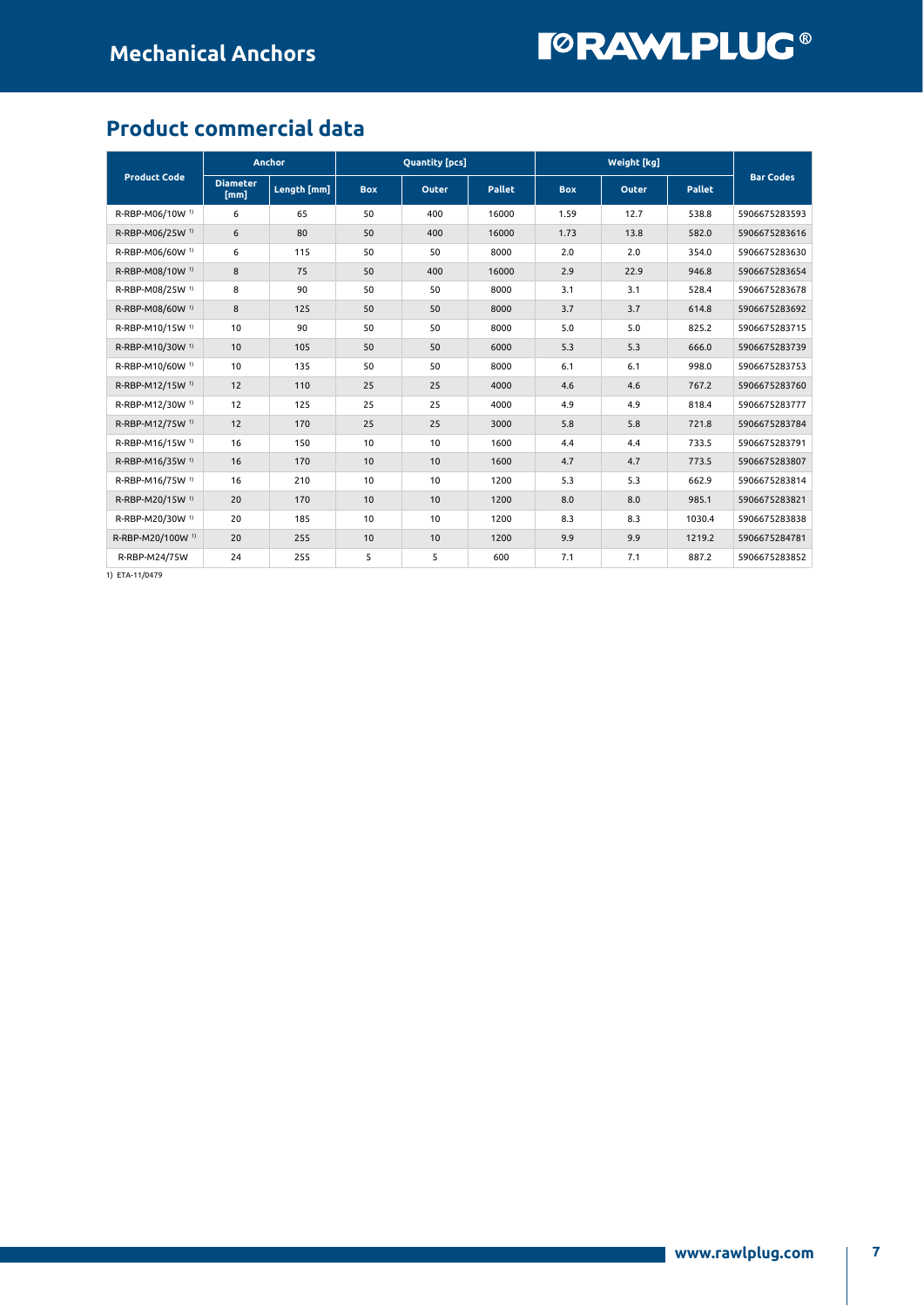## Product commercial data

| Product Code | Anchor | | Quantity [pcs] | | | Weight [kg] | | | Bar Codes |
|---|---|---|---|---|---|---|---|---|---|
| | Diameter [mm] | Length [mm] | Box | Outer | Pallet | Box | Outer | Pallet | |
| R-RBP-M06/10W [1] | 6 | 65 | 50 | 400 | 16000 | 1.59 | 12.7 | 538.8 | 5906675283593 |
| R-RBP-M06/25W [1] | 6 | 80 | 50 | 400 | 16000 | 1.73 | 13.8 | 582.0 | 5906675283616 |
| R-RBP-M06/60W [1] | 6 | 115 | 50 | 50 | 8000 | 2.0 | 2.0 | 354.0 | 5906675283630 |
| R-RBP-M08/10W [1] | 8 | 75 | 50 | 400 | 16000 | 2.9 | 22.9 | 946.8 | 5906675283654 |
| R-RBP-M08/25W [1] | 8 | 90 | 50 | 50 | 8000 | 3.1 | 3.1 | 528.4 | 5906675283678 |
| R-RBP-M08/60W [1] | 8 | 125 | 50 | 50 | 8000 | 3.7 | 3.7 | 614.8 | 5906675283692 |
| R-RBP-M10/15W [1] | 10 | 90 | 50 | 50 | 8000 | 5.0 | 5.0 | 825.2 | 5906675283715 |
| R-RBP-M10/30W [1] | 10 | 105 | 50 | 50 | 6000 | 5.3 | 5.3 | 666.0 | 5906675283739 |
| R-RBP-M10/60W [1] | 10 | 135 | 50 | 50 | 8000 | 6.1 | 6.1 | 998.0 | 5906675283753 |
| R-RBP-M12/15W [1] | 12 | 110 | 25 | 25 | 4000 | 4.6 | 4.6 | 767.2 | 5906675283760 |
| R-RBP-M12/30W [1] | 12 | 125 | 25 | 25 | 4000 | 4.9 | 4.9 | 818.4 | 5906675283777 |
| R-RBP-M12/75W [1] | 12 | 170 | 25 | 25 | 3000 | 5.8 | 5.8 | 721.8 | 5906675283784 |
| R-RBP-M16/15W [1] | 16 | 150 | 10 | 10 | 1600 | 4.4 | 4.4 | 733.5 | 5906675283791 |
| R-RBP-M16/35W [1] | 16 | 170 | 10 | 10 | 1600 | 4.7 | 4.7 | 773.5 | 5906675283807 |
| R-RBP-M16/75W [1] | 16 | 210 | 10 | 10 | 1200 | 5.3 | 5.3 | 662.9 | 5906675283814 |
| R-RBP-M20/15W [1] | 20 | 170 | 10 | 10 | 1200 | 8.0 | 8.0 | 985.1 | 5906675283821 |
| R-RBP-M20/30W [1] | 20 | 185 | 10 | 10 | 1200 | 8.3 | 8.3 | 1030.4 | 5906675283838 |
| R-RBP-M20/100W [1] | 20 | 255 | 10 | 10 | 1200 | 9.9 | 9.9 | 1219.2 | 5906675284781 |
| R-RBP-M24/75W | 24 | 255 | 5 | 5 | 600 | 7.1 | 7.1 | 887.2 | 5906675283852 |

1) ETA-11/0479